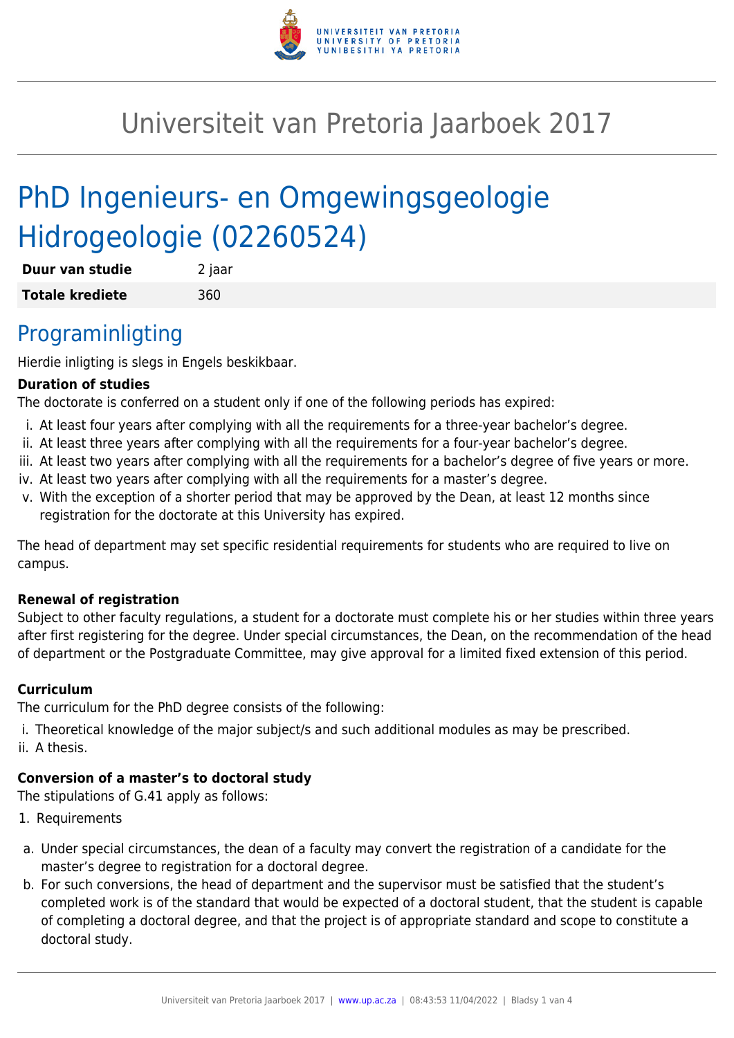# Universiteit van Pretoria Jaarboek 2017

# PhD Ingenieurs- en Omgewingsgeologie Hidrogeologie (02260524)

| **Duur van studie** | 2 jaar |
|---|---|
| **Totale krediete** | 360 |

## Programinligting

Hierdie inligting is slegs in Engels beskikbaar.

**Duration of studies**

The doctorate is conferred on a student only if one of the following periods has expired:

i. At least four years after complying with all the requirements for a three-year bachelor's degree.
ii. At least three years after complying with all the requirements for a four-year bachelor's degree.
iii. At least two years after complying with all the requirements for a bachelor's degree of five years or more.
iv. At least two years after complying with all the requirements for a master's degree.
v. With the exception of a shorter period that may be approved by the Dean, at least 12 months since registration for the doctorate at this University has expired.

The head of department may set specific residential requirements for students who are required to live on campus.

**Renewal of registration**

Subject to other faculty regulations, a student for a doctorate must complete his or her studies within three years after first registering for the degree. Under special circumstances, the Dean, on the recommendation of the head of department or the Postgraduate Committee, may give approval for a limited fixed extension of this period.

**Curriculum**

The curriculum for the PhD degree consists of the following:

i. Theoretical knowledge of the major subject/s and such additional modules as may be prescribed.
ii. A thesis.

**Conversion of a master's to doctoral study**

The stipulations of G.41 apply as follows:

1. Requirements

a. Under special circumstances, the dean of a faculty may convert the registration of a candidate for the master's degree to registration for a doctoral degree.
b. For such conversions, the head of department and the supervisor must be satisfied that the student's completed work is of the standard that would be expected of a doctoral student, that the student is capable of completing a doctoral degree, and that the project is of appropriate standard and scope to constitute a doctoral study.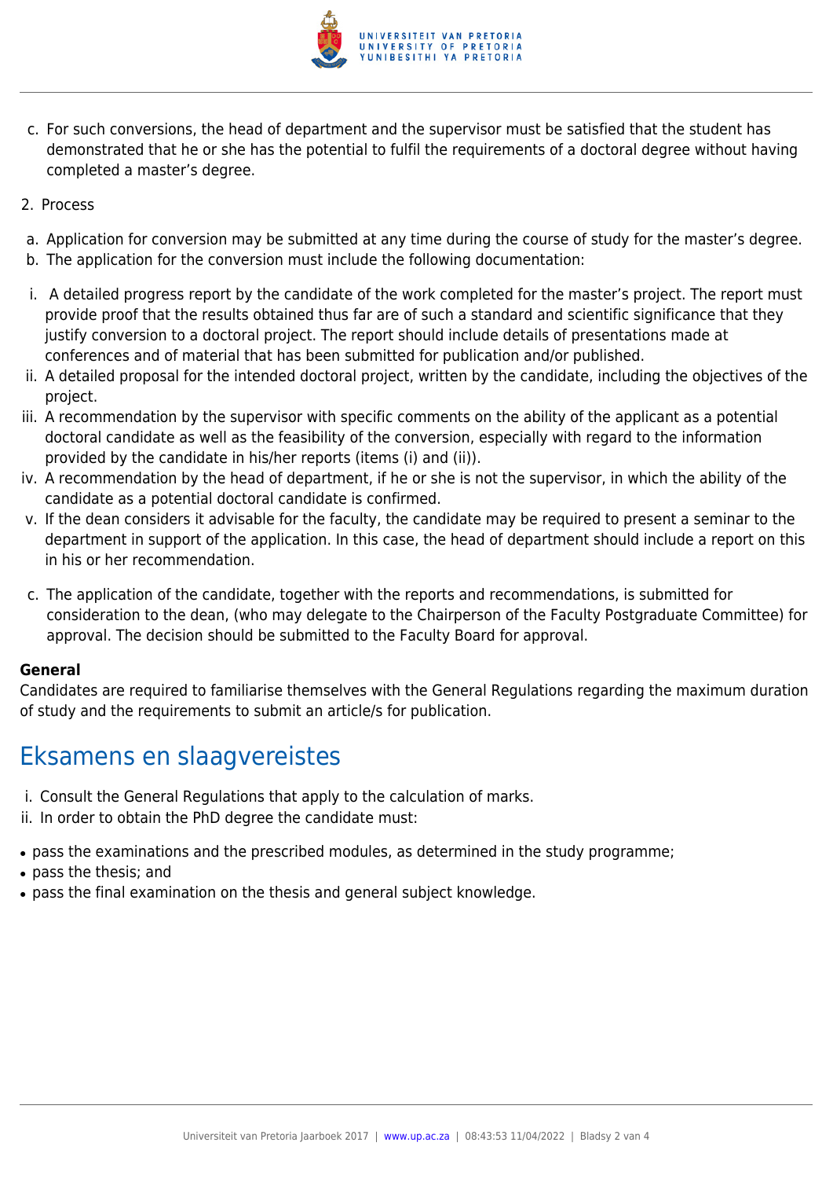c. For such conversions, the head of department and the supervisor must be satisfied that the student has demonstrated that he or she has the potential to fulfil the requirements of a doctoral degree without having completed a master's degree.

2. Process

a. Application for conversion may be submitted at any time during the course of study for the master's degree.
b. The application for the conversion must include the following documentation:

i. A detailed progress report by the candidate of the work completed for the master's project. The report must provide proof that the results obtained thus far are of such a standard and scientific significance that they justify conversion to a doctoral project. The report should include details of presentations made at conferences and of material that has been submitted for publication and/or published.
ii. A detailed proposal for the intended doctoral project, written by the candidate, including the objectives of the project.
iii. A recommendation by the supervisor with specific comments on the ability of the applicant as a potential doctoral candidate as well as the feasibility of the conversion, especially with regard to the information provided by the candidate in his/her reports (items (i) and (ii)).
iv. A recommendation by the head of department, if he or she is not the supervisor, in which the ability of the candidate as a potential doctoral candidate is confirmed.
v. If the dean considers it advisable for the faculty, the candidate may be required to present a seminar to the department in support of the application. In this case, the head of department should include a report on this in his or her recommendation.

c. The application of the candidate, together with the reports and recommendations, is submitted for consideration to the dean, (who may delegate to the Chairperson of the Faculty Postgraduate Committee) for approval. The decision should be submitted to the Faculty Board for approval.

**General**
Candidates are required to familiarise themselves with the General Regulations regarding the maximum duration of study and the requirements to submit an article/s for publication.

## Eksamens en slaagvereistes

i. Consult the General Regulations that apply to the calculation of marks.
ii. In order to obtain the PhD degree the candidate must:

- pass the examinations and the prescribed modules, as determined in the study programme;
- pass the thesis; and
- pass the final examination on the thesis and general subject knowledge.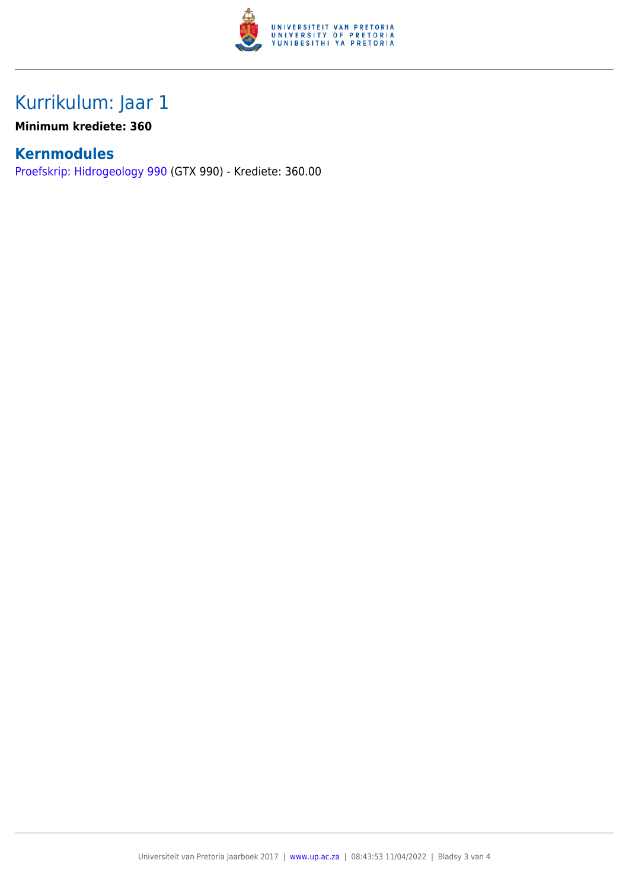## Kurrikulum: Jaar 1

**Minimum krediete: 360**

### Kernmodules

Proefskrip: Hidrogeology 990 (GTX 990) - Krediete: 360.00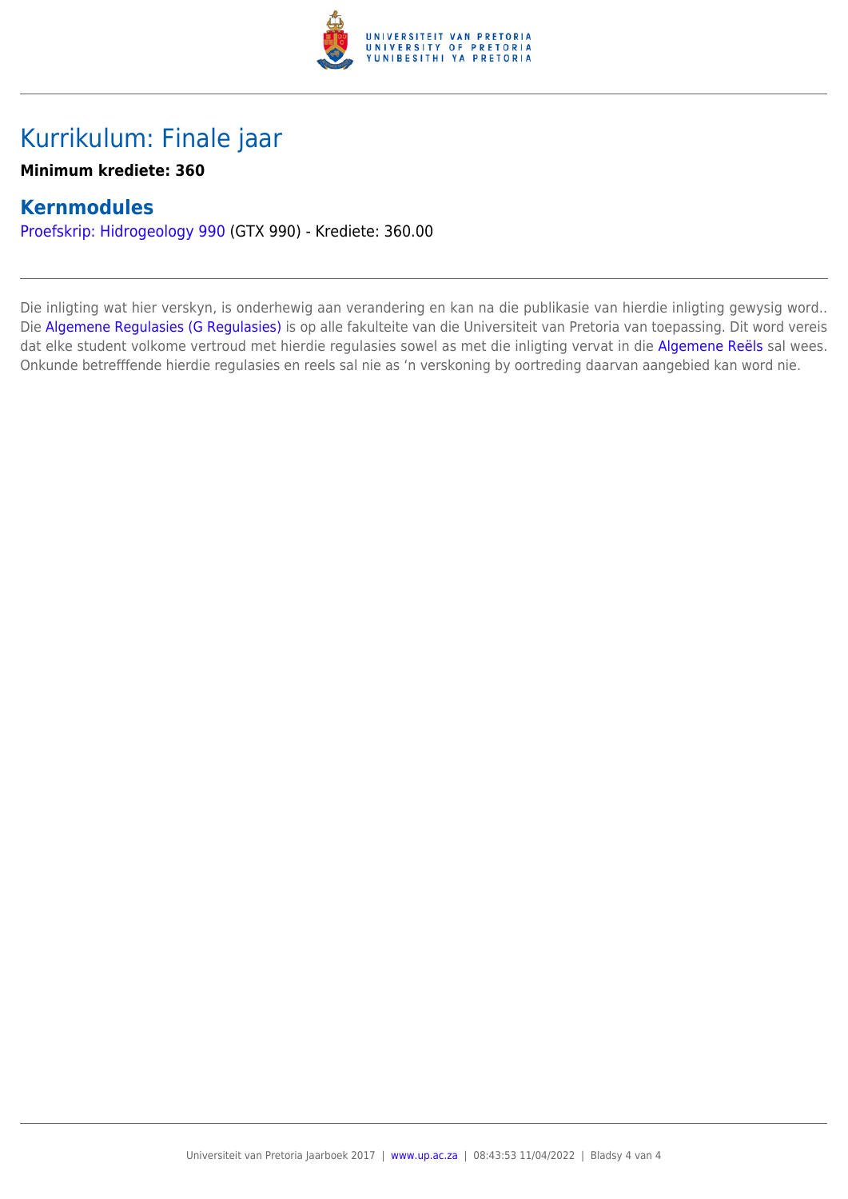# Kurrikulum: Finale jaar

**Minimum krediete: 360**

## Kernmodules

Proefskrip: Hidrogeology 990 (GTX 990) - Krediete: 360.00

---

Die inligting wat hier verskyn, is onderhewig aan verandering en kan na die publikasie van hierdie inligting gewysig word.. Die Algemene Regulasies (G Regulasies) is op alle fakulteite van die Universiteit van Pretoria van toepassing. Dit word vereis dat elke student volkome vertroud met hierdie regulasies sowel as met die inligting vervat in die Algemene Reëls sal wees. Onkunde betrefffende hierdie regulasies en reels sal nie as 'n verskoning by oortreding daarvan aangebied kan word nie.